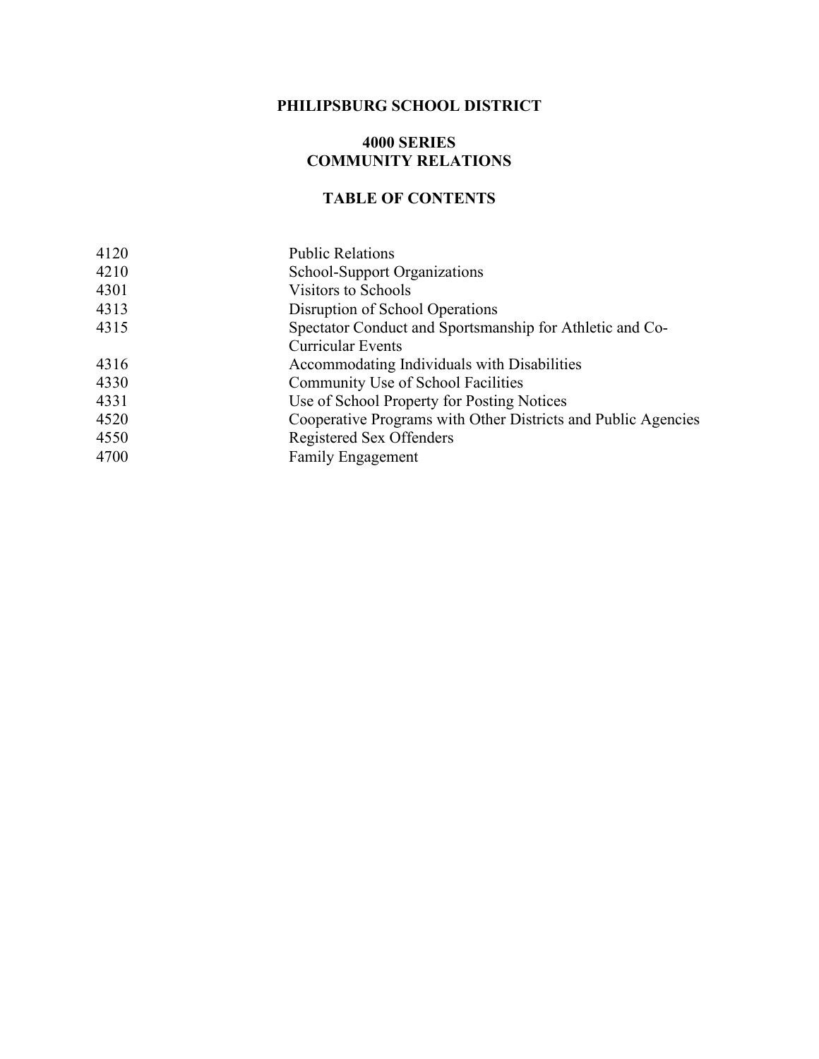# PHILIPSBURG SCHOOL DISTRICT

## 4000 SERIES
## COMMUNITY RELATIONS

### TABLE OF CONTENTS

| | |
|---|---|
| 4120 | Public Relations |
| 4210 | School-Support Organizations |
| 4301 | Visitors to Schools |
| 4313 | Disruption of School Operations |
| 4315 | Spectator Conduct and Sportsmanship for Athletic and Co-Curricular Events |
| 4316 | Accommodating Individuals with Disabilities |
| 4330 | Community Use of School Facilities |
| 4331 | Use of School Property for Posting Notices |
| 4520 | Cooperative Programs with Other Districts and Public Agencies |
| 4550 | Registered Sex Offenders |
| 4700 | Family Engagement |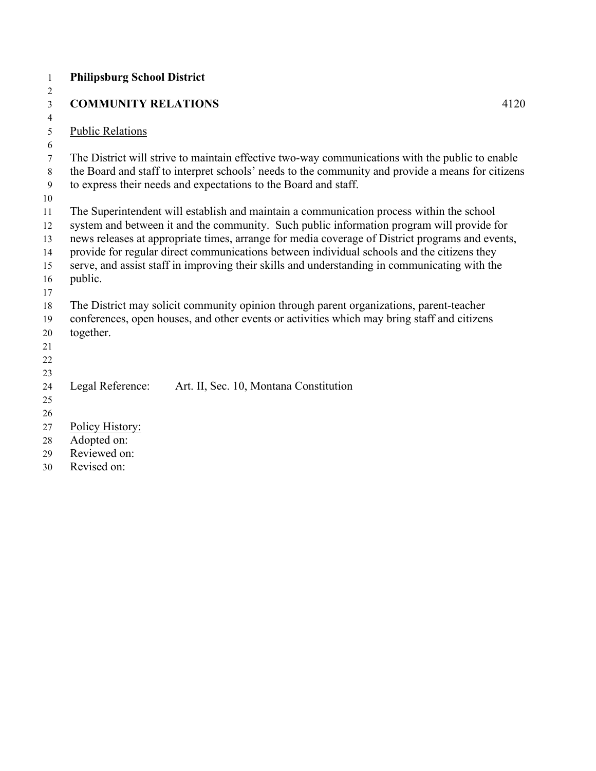**Philipsburg School District**

**COMMUNITY RELATIONS** 4120

Public Relations

The District will strive to maintain effective two-way communications with the public to enable the Board and staff to interpret schools' needs to the community and provide a means for citizens to express their needs and expectations to the Board and staff.

The Superintendent will establish and maintain a communication process within the school system and between it and the community. Such public information program will provide for news releases at appropriate times, arrange for media coverage of District programs and events, provide for regular direct communications between individual schools and the citizens they serve, and assist staff in improving their skills and understanding in communicating with the public.

The District may solicit community opinion through parent organizations, parent-teacher conferences, open houses, and other events or activities which may bring staff and citizens together.

Legal Reference: Art. II, Sec. 10, Montana Constitution

Policy History:
Adopted on:
Reviewed on:
Revised on: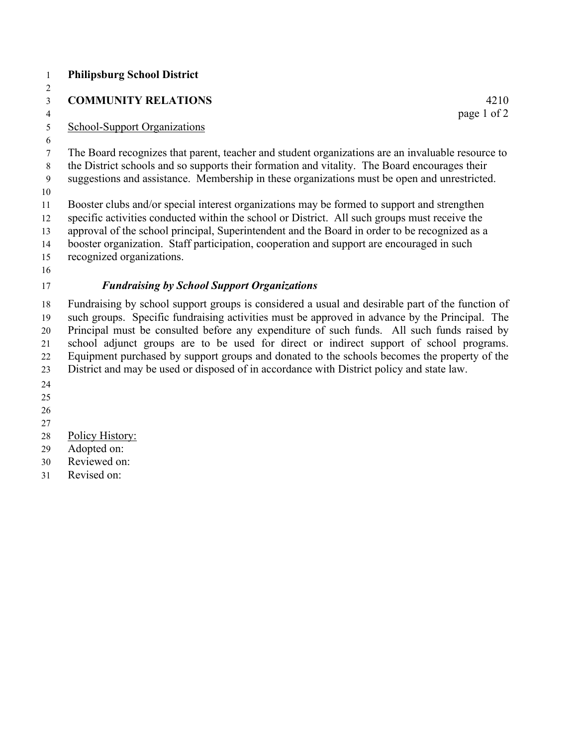**Philipsburg School District**

**COMMUNITY RELATIONS** 4210

## School-Support Organizations

The Board recognizes that parent, teacher and student organizations are an invaluable resource to the District schools and so supports their formation and vitality. The Board encourages their suggestions and assistance. Membership in these organizations must be open and unrestricted.

Booster clubs and/or special interest organizations may be formed to support and strengthen specific activities conducted within the school or District. All such groups must receive the approval of the school principal, Superintendent and the Board in order to be recognized as a booster organization. Staff participation, cooperation and support are encouraged in such recognized organizations.

### *Fundraising by School Support Organizations*

Fundraising by school support groups is considered a usual and desirable part of the function of such groups. Specific fundraising activities must be approved in advance by the Principal. The Principal must be consulted before any expenditure of such funds. All such funds raised by school adjunct groups are to be used for direct or indirect support of school programs. Equipment purchased by support groups and donated to the schools becomes the property of the District and may be used or disposed of in accordance with District policy and state law.

Policy History:
Adopted on:
Reviewed on:
Revised on: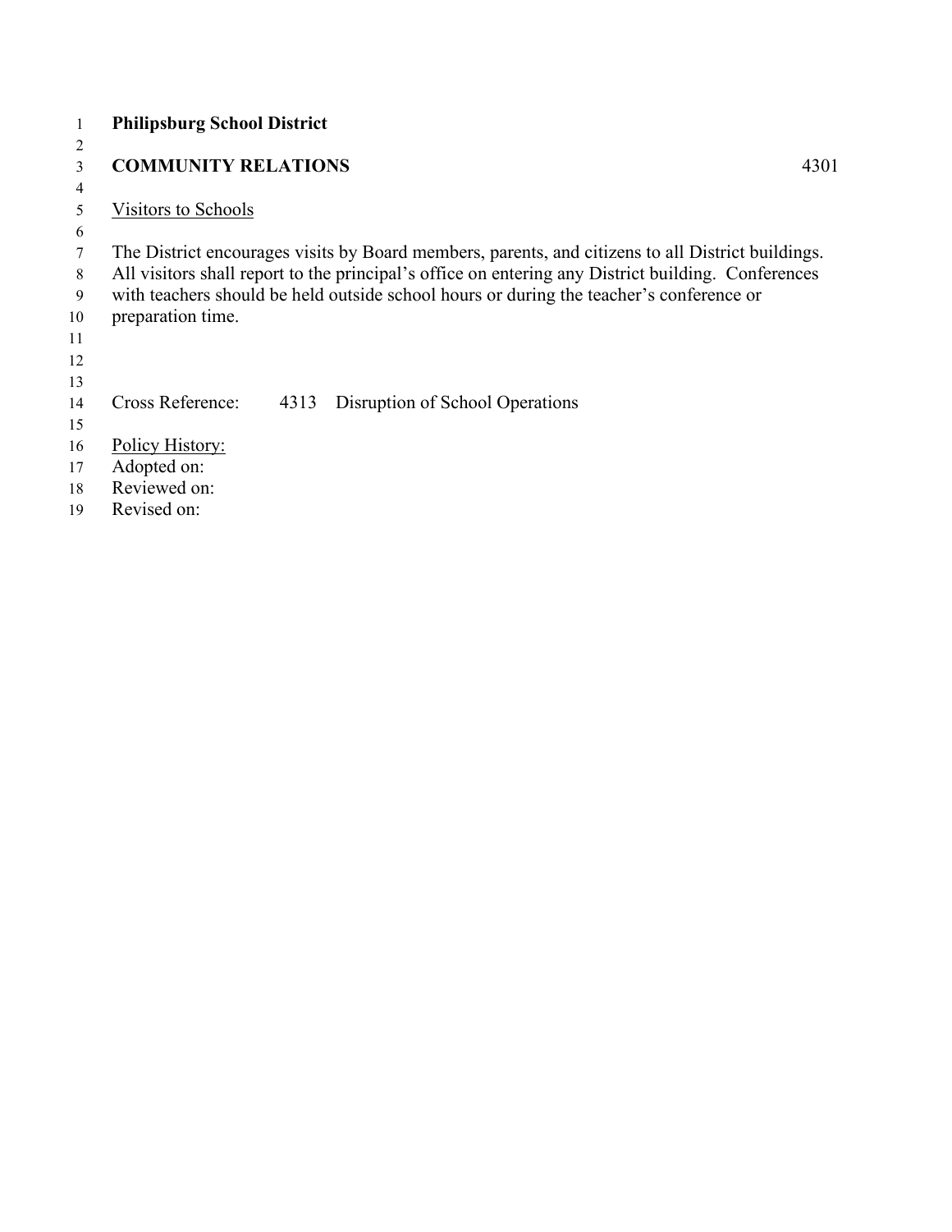**Philipsburg School District**

**COMMUNITY RELATIONS** 4301

Visitors to Schools

The District encourages visits by Board members, parents, and citizens to all District buildings. All visitors shall report to the principal's office on entering any District building. Conferences with teachers should be held outside school hours or during the teacher's conference or preparation time.

Cross Reference: 4313 Disruption of School Operations

Policy History:
Adopted on:
Reviewed on:
Revised on: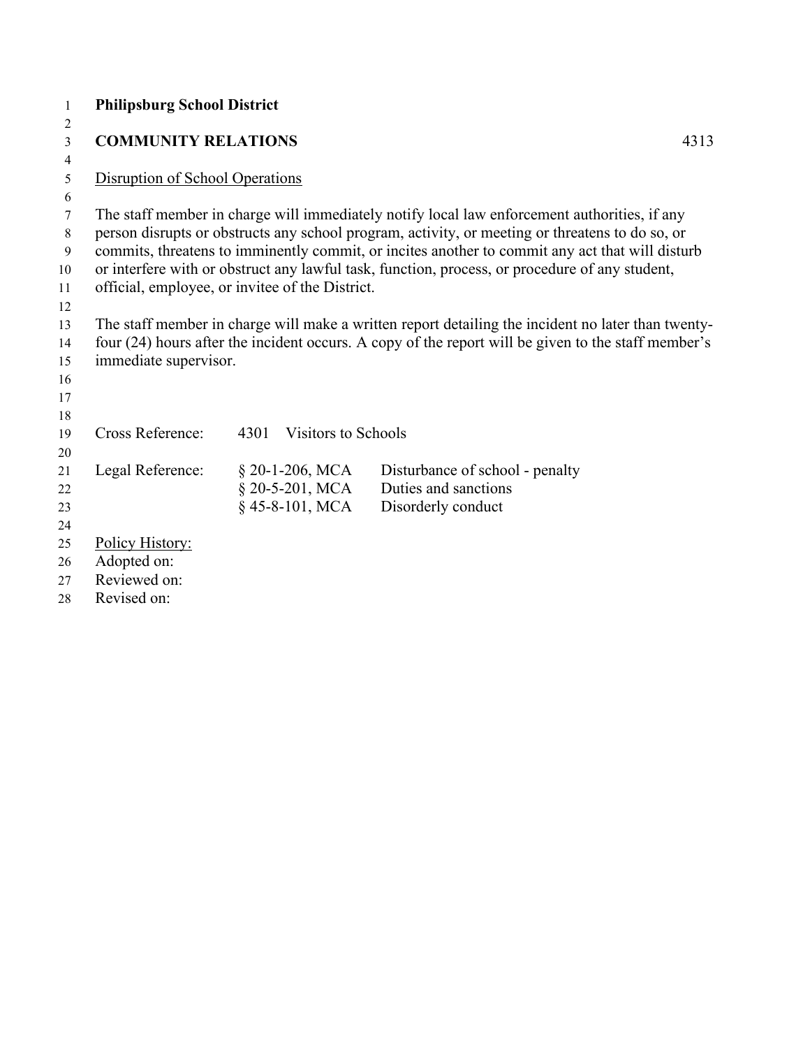**Philipsburg School District**

**COMMUNITY RELATIONS** 4313

Disruption of School Operations

The staff member in charge will immediately notify local law enforcement authorities, if any person disrupts or obstructs any school program, activity, or meeting or threatens to do so, or commits, threatens to imminently commit, or incites another to commit any act that will disturb or interfere with or obstruct any lawful task, function, process, or procedure of any student, official, employee, or invitee of the District.

The staff member in charge will make a written report detailing the incident no later than twenty-four (24) hours after the incident occurs. A copy of the report will be given to the staff member's immediate supervisor.

| | | |
|---|---|---|
| Cross Reference: | 4301 | Visitors to Schools |
| Legal Reference: | § 20-1-206, MCA | Disturbance of school - penalty |
| | § 20-5-201, MCA | Duties and sanctions |
| | § 45-8-101, MCA | Disorderly conduct |

Policy History:
Adopted on:
Reviewed on:
Revised on: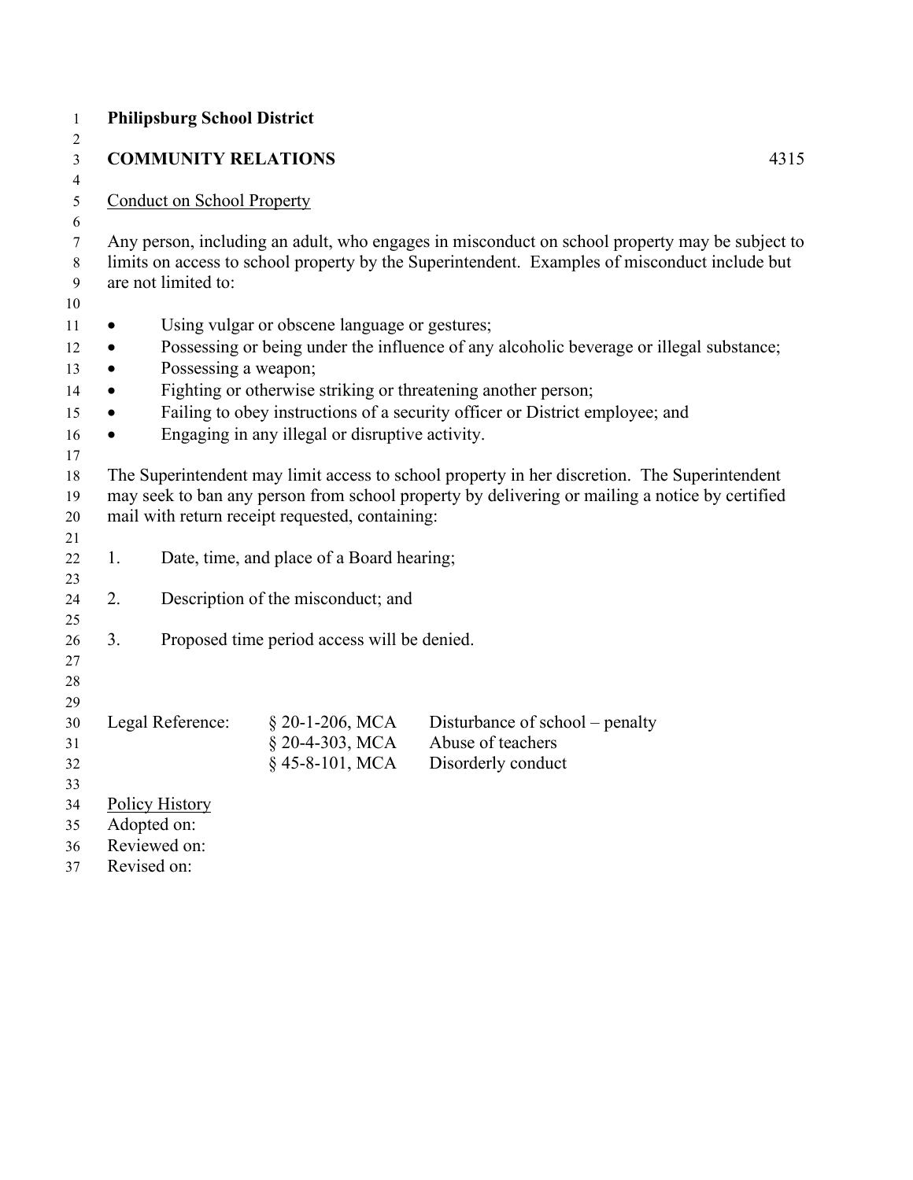**Philipsburg School District**

**COMMUNITY RELATIONS** 4315

Conduct on School Property

Any person, including an adult, who engages in misconduct on school property may be subject to limits on access to school property by the Superintendent. Examples of misconduct include but are not limited to:

- Using vulgar or obscene language or gestures;
- Possessing or being under the influence of any alcoholic beverage or illegal substance;
- Possessing a weapon;
- Fighting or otherwise striking or threatening another person;
- Failing to obey instructions of a security officer or District employee; and
- Engaging in any illegal or disruptive activity.

The Superintendent may limit access to school property in her discretion. The Superintendent may seek to ban any person from school property by delivering or mailing a notice by certified mail with return receipt requested, containing:

1. Date, time, and place of a Board hearing;

2. Description of the misconduct; and

3. Proposed time period access will be denied.

| Legal Reference: | § 20-1-206, MCA | Disturbance of school – penalty |
|---|---|---|
| | § 20-4-303, MCA | Abuse of teachers |
| | § 45-8-101, MCA | Disorderly conduct |

Policy History
Adopted on:
Reviewed on:
Revised on: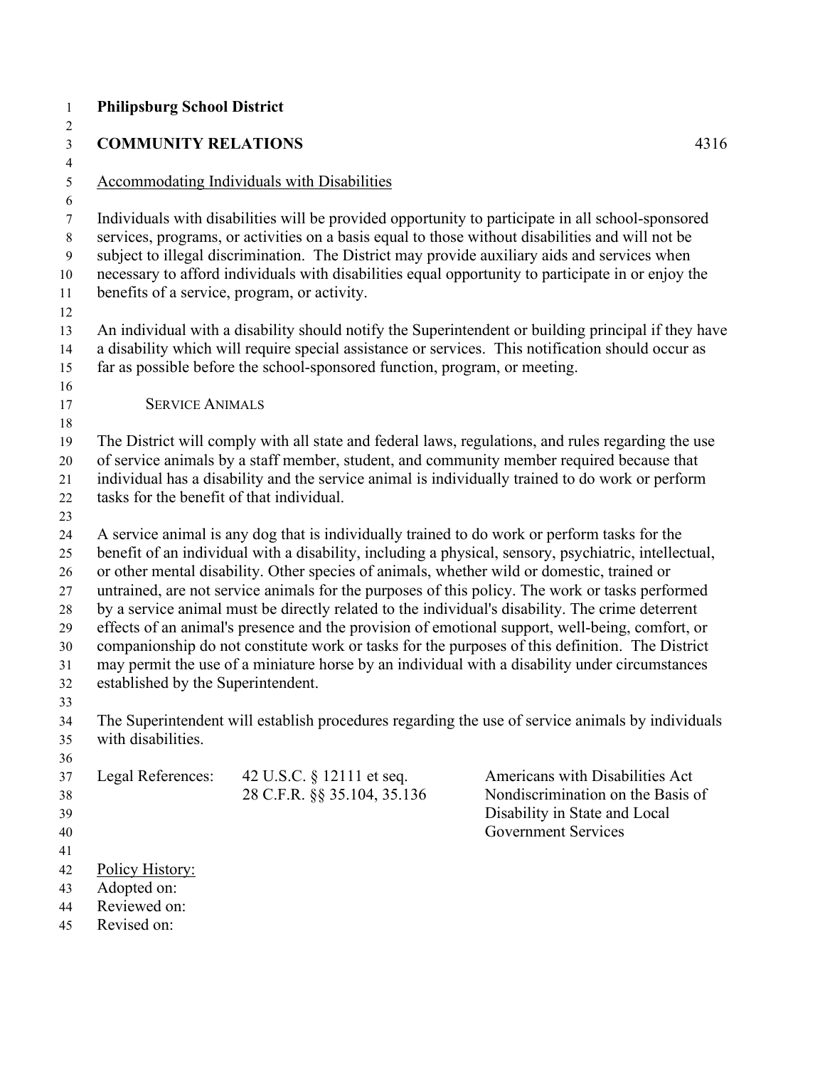**Philipsburg School District**

**COMMUNITY RELATIONS** 4316

Accommodating Individuals with Disabilities

Individuals with disabilities will be provided opportunity to participate in all school-sponsored services, programs, or activities on a basis equal to those without disabilities and will not be subject to illegal discrimination. The District may provide auxiliary aids and services when necessary to afford individuals with disabilities equal opportunity to participate in or enjoy the benefits of a service, program, or activity.

An individual with a disability should notify the Superintendent or building principal if they have a disability which will require special assistance or services. This notification should occur as far as possible before the school-sponsored function, program, or meeting.

SERVICE ANIMALS

The District will comply with all state and federal laws, regulations, and rules regarding the use of service animals by a staff member, student, and community member required because that individual has a disability and the service animal is individually trained to do work or perform tasks for the benefit of that individual.

A service animal is any dog that is individually trained to do work or perform tasks for the benefit of an individual with a disability, including a physical, sensory, psychiatric, intellectual, or other mental disability. Other species of animals, whether wild or domestic, trained or untrained, are not service animals for the purposes of this policy. The work or tasks performed by a service animal must be directly related to the individual's disability. The crime deterrent effects of an animal's presence and the provision of emotional support, well-being, comfort, or companionship do not constitute work or tasks for the purposes of this definition. The District may permit the use of a miniature horse by an individual with a disability under circumstances established by the Superintendent.

The Superintendent will establish procedures regarding the use of service animals by individuals with disabilities.

| Legal References: | 42 U.S.C. § 12111 et seq. | Americans with Disabilities Act |
|---|---|---|
| | 28 C.F.R. §§ 35.104, 35.136 | Nondiscrimination on the Basis of Disability in State and Local Government Services |

Policy History:
Adopted on:
Reviewed on:
Revised on: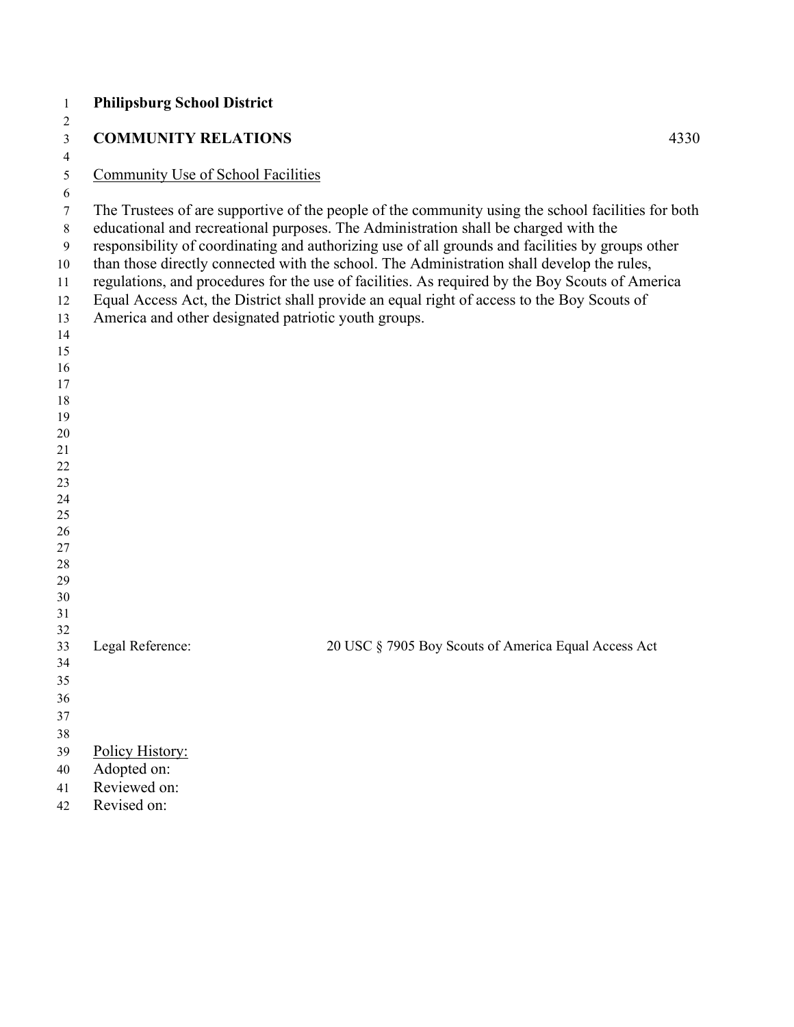**Philipsburg School District**

**COMMUNITY RELATIONS** 4330

Community Use of School Facilities

The Trustees of are supportive of the people of the community using the school facilities for both educational and recreational purposes. The Administration shall be charged with the responsibility of coordinating and authorizing use of all grounds and facilities by groups other than those directly connected with the school. The Administration shall develop the rules, regulations, and procedures for the use of facilities. As required by the Boy Scouts of America Equal Access Act, the District shall provide an equal right of access to the Boy Scouts of America and other designated patriotic youth groups.

Legal Reference: 20 USC § 7905 Boy Scouts of America Equal Access Act

Policy History:
Adopted on:
Reviewed on:
Revised on: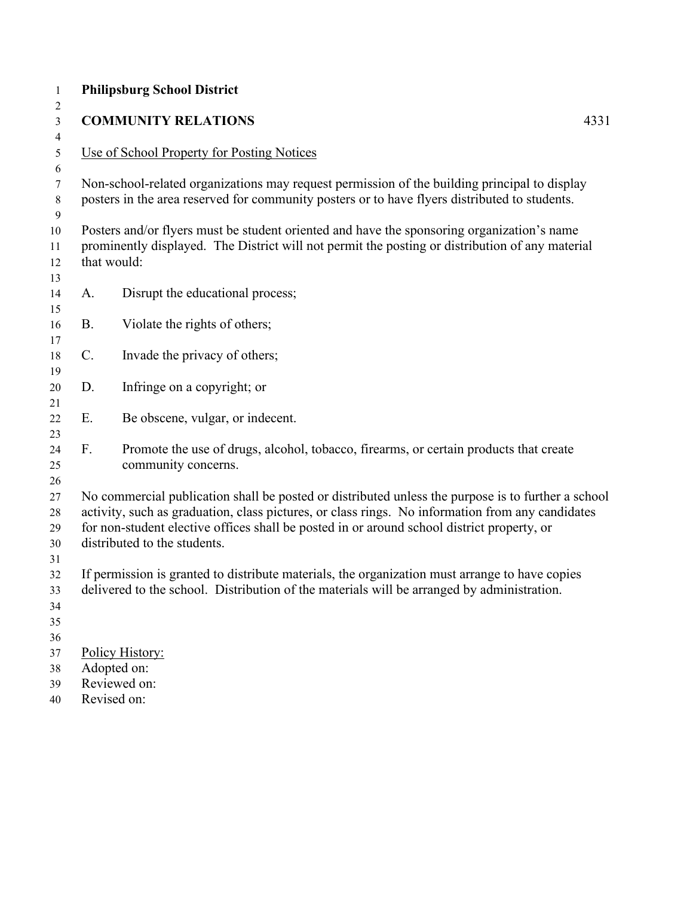**Philipsburg School District**

**COMMUNITY RELATIONS** 4331

Use of School Property for Posting Notices

Non-school-related organizations may request permission of the building principal to display posters in the area reserved for community posters or to have flyers distributed to students.

Posters and/or flyers must be student oriented and have the sponsoring organization's name prominently displayed. The District will not permit the posting or distribution of any material that would:

A. Disrupt the educational process;

B. Violate the rights of others;

C. Invade the privacy of others;

D. Infringe on a copyright; or

E. Be obscene, vulgar, or indecent.

F. Promote the use of drugs, alcohol, tobacco, firearms, or certain products that create community concerns.

No commercial publication shall be posted or distributed unless the purpose is to further a school activity, such as graduation, class pictures, or class rings. No information from any candidates for non-student elective offices shall be posted in or around school district property, or distributed to the students.

If permission is granted to distribute materials, the organization must arrange to have copies delivered to the school. Distribution of the materials will be arranged by administration.

Policy History:
Adopted on:
Reviewed on:
Revised on: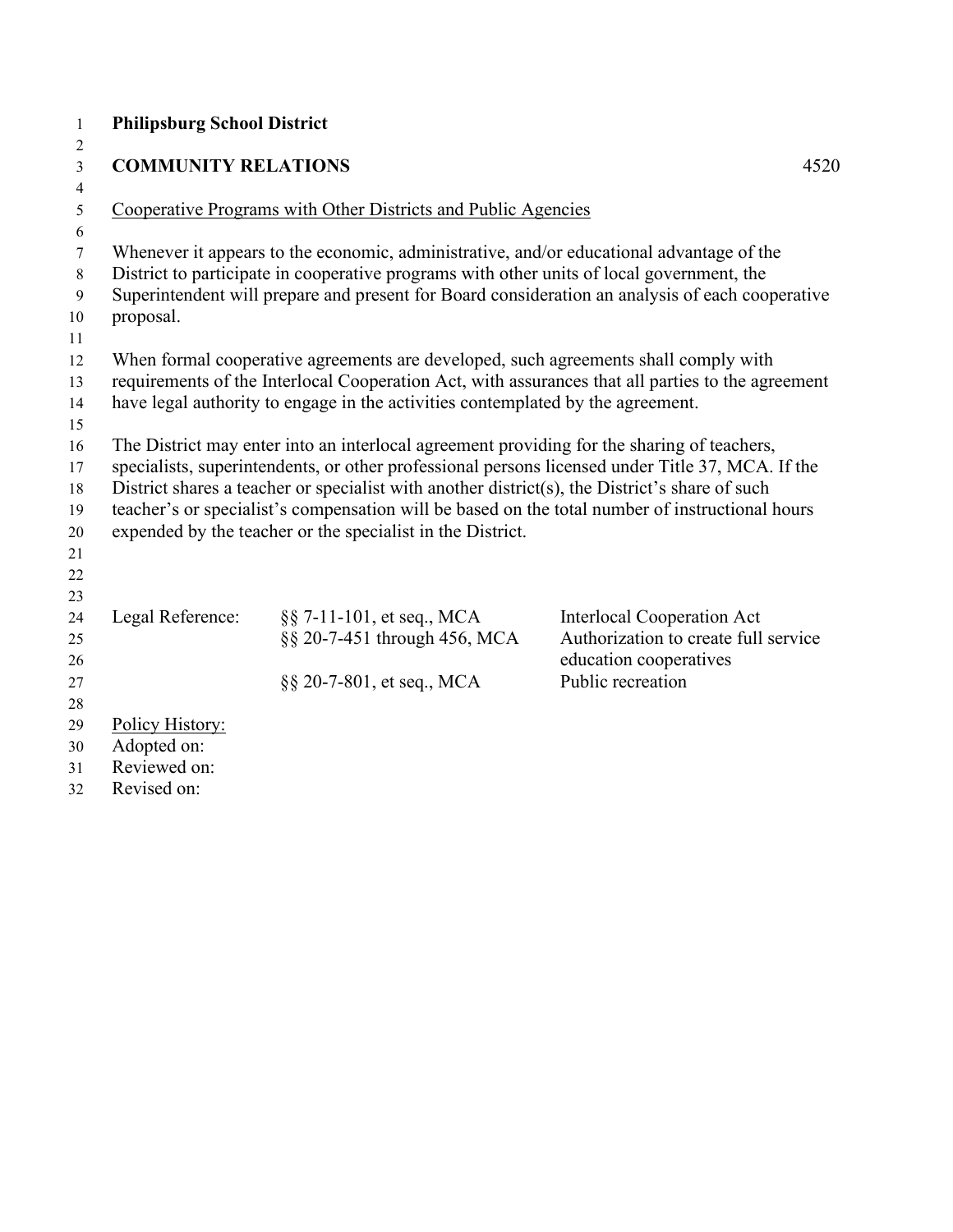**Philipsburg School District**

## COMMUNITY RELATIONS 4520

<u>Cooperative Programs with Other Districts and Public Agencies</u>

Whenever it appears to the economic, administrative, and/or educational advantage of the District to participate in cooperative programs with other units of local government, the Superintendent will prepare and present for Board consideration an analysis of each cooperative proposal.

When formal cooperative agreements are developed, such agreements shall comply with requirements of the Interlocal Cooperation Act, with assurances that all parties to the agreement have legal authority to engage in the activities contemplated by the agreement.

The District may enter into an interlocal agreement providing for the sharing of teachers, specialists, superintendents, or other professional persons licensed under Title 37, MCA. If the District shares a teacher or specialist with another district(s), the District's share of such teacher's or specialist's compensation will be based on the total number of instructional hours expended by the teacher or the specialist in the District.

| Legal Reference: | §§ 7-11-101, et seq., MCA | Interlocal Cooperation Act |
|---|---|---|
| | §§ 20-7-451 through 456, MCA | Authorization to create full service education cooperatives |
| | §§ 20-7-801, et seq., MCA | Public recreation |

<u>Policy History:</u>
Adopted on:
Reviewed on:
Revised on: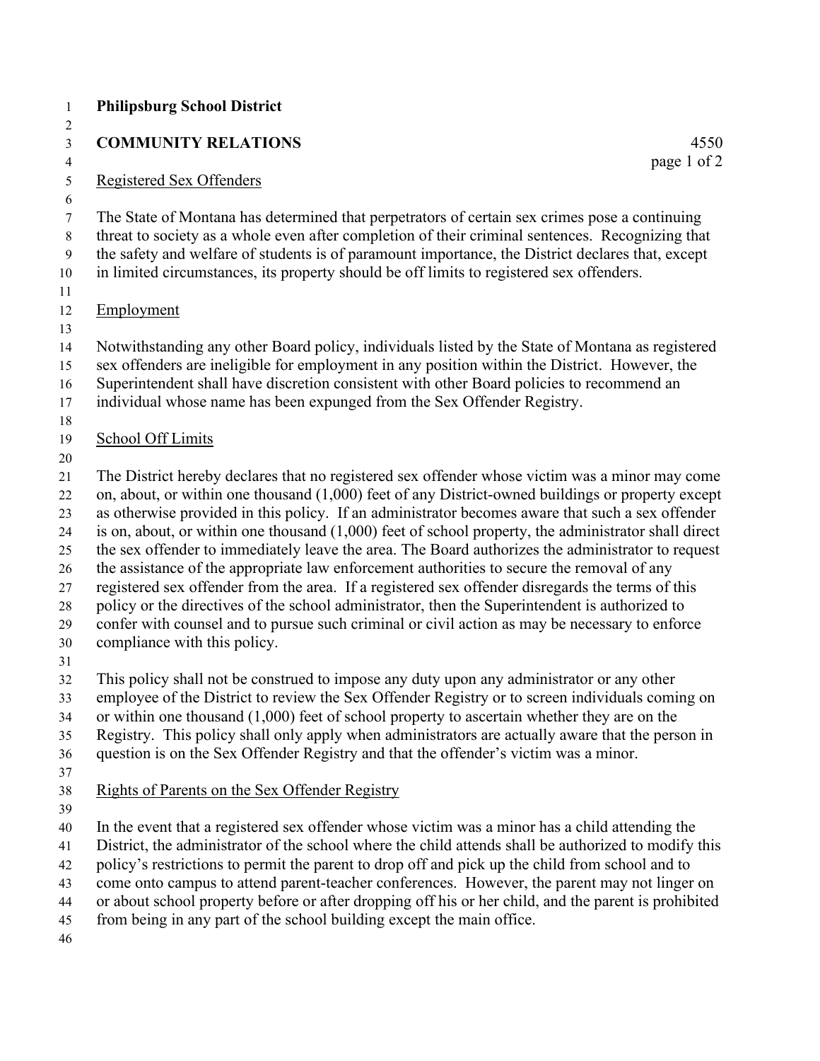**Philipsburg School District**

**COMMUNITY RELATIONS** 4550

Registered Sex Offenders

The State of Montana has determined that perpetrators of certain sex crimes pose a continuing threat to society as a whole even after completion of their criminal sentences. Recognizing that the safety and welfare of students is of paramount importance, the District declares that, except in limited circumstances, its property should be off limits to registered sex offenders.

Employment

Notwithstanding any other Board policy, individuals listed by the State of Montana as registered sex offenders are ineligible for employment in any position within the District. However, the Superintendent shall have discretion consistent with other Board policies to recommend an individual whose name has been expunged from the Sex Offender Registry.

School Off Limits

The District hereby declares that no registered sex offender whose victim was a minor may come on, about, or within one thousand (1,000) feet of any District-owned buildings or property except as otherwise provided in this policy. If an administrator becomes aware that such a sex offender is on, about, or within one thousand (1,000) feet of school property, the administrator shall direct the sex offender to immediately leave the area. The Board authorizes the administrator to request the assistance of the appropriate law enforcement authorities to secure the removal of any registered sex offender from the area. If a registered sex offender disregards the terms of this policy or the directives of the school administrator, then the Superintendent is authorized to confer with counsel and to pursue such criminal or civil action as may be necessary to enforce compliance with this policy.

This policy shall not be construed to impose any duty upon any administrator or any other employee of the District to review the Sex Offender Registry or to screen individuals coming on or within one thousand (1,000) feet of school property to ascertain whether they are on the Registry. This policy shall only apply when administrators are actually aware that the person in question is on the Sex Offender Registry and that the offender's victim was a minor.

Rights of Parents on the Sex Offender Registry

In the event that a registered sex offender whose victim was a minor has a child attending the District, the administrator of the school where the child attends shall be authorized to modify this policy's restrictions to permit the parent to drop off and pick up the child from school and to come onto campus to attend parent-teacher conferences. However, the parent may not linger on or about school property before or after dropping off his or her child, and the parent is prohibited from being in any part of the school building except the main office.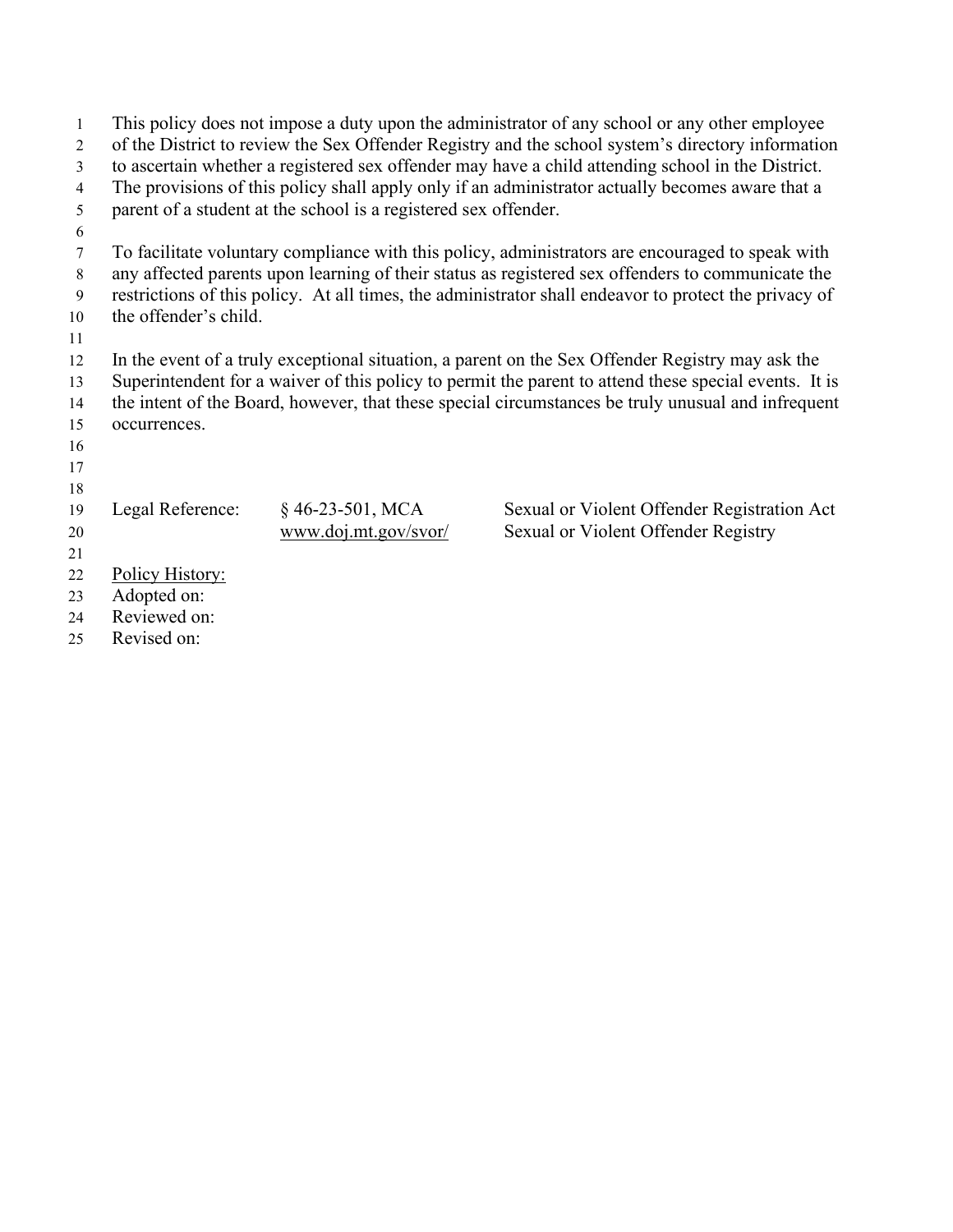This policy does not impose a duty upon the administrator of any school or any other employee of the District to review the Sex Offender Registry and the school system's directory information to ascertain whether a registered sex offender may have a child attending school in the District. The provisions of this policy shall apply only if an administrator actually becomes aware that a parent of a student at the school is a registered sex offender.

To facilitate voluntary compliance with this policy, administrators are encouraged to speak with any affected parents upon learning of their status as registered sex offenders to communicate the restrictions of this policy. At all times, the administrator shall endeavor to protect the privacy of the offender's child.

In the event of a truly exceptional situation, a parent on the Sex Offender Registry may ask the Superintendent for a waiver of this policy to permit the parent to attend these special events. It is the intent of the Board, however, that these special circumstances be truly unusual and infrequent occurrences.

| Legal Reference: | § 46-23-501, MCA | Sexual or Violent Offender Registration Act |
|---|---|---|
| | www.doj.mt.gov/svor/ | Sexual or Violent Offender Registry |

Policy History:
Adopted on:
Reviewed on:
Revised on: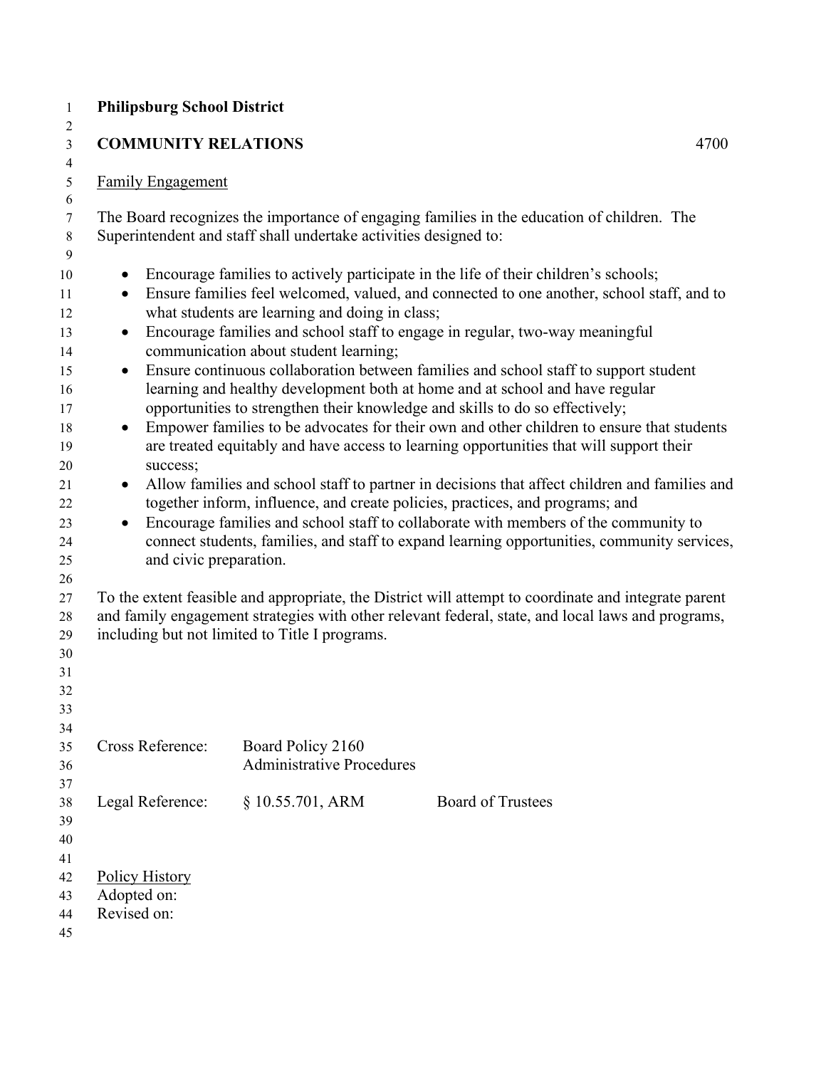**Philipsburg School District**

**COMMUNITY RELATIONS** 4700

Family Engagement

The Board recognizes the importance of engaging families in the education of children. The Superintendent and staff shall undertake activities designed to:

- Encourage families to actively participate in the life of their children's schools;
- Ensure families feel welcomed, valued, and connected to one another, school staff, and to what students are learning and doing in class;
- Encourage families and school staff to engage in regular, two-way meaningful communication about student learning;
- Ensure continuous collaboration between families and school staff to support student learning and healthy development both at home and at school and have regular opportunities to strengthen their knowledge and skills to do so effectively;
- Empower families to be advocates for their own and other children to ensure that students are treated equitably and have access to learning opportunities that will support their success;
- Allow families and school staff to partner in decisions that affect children and families and together inform, influence, and create policies, practices, and programs; and
- Encourage families and school staff to collaborate with members of the community to connect students, families, and staff to expand learning opportunities, community services, and civic preparation.

To the extent feasible and appropriate, the District will attempt to coordinate and integrate parent and family engagement strategies with other relevant federal, state, and local laws and programs, including but not limited to Title I programs.

| | | |
|---|---|---|
| Cross Reference: | Board Policy 2160 | |
| | Administrative Procedures | |
| Legal Reference: | § 10.55.701, ARM | Board of Trustees |

Policy History
Adopted on:
Revised on: